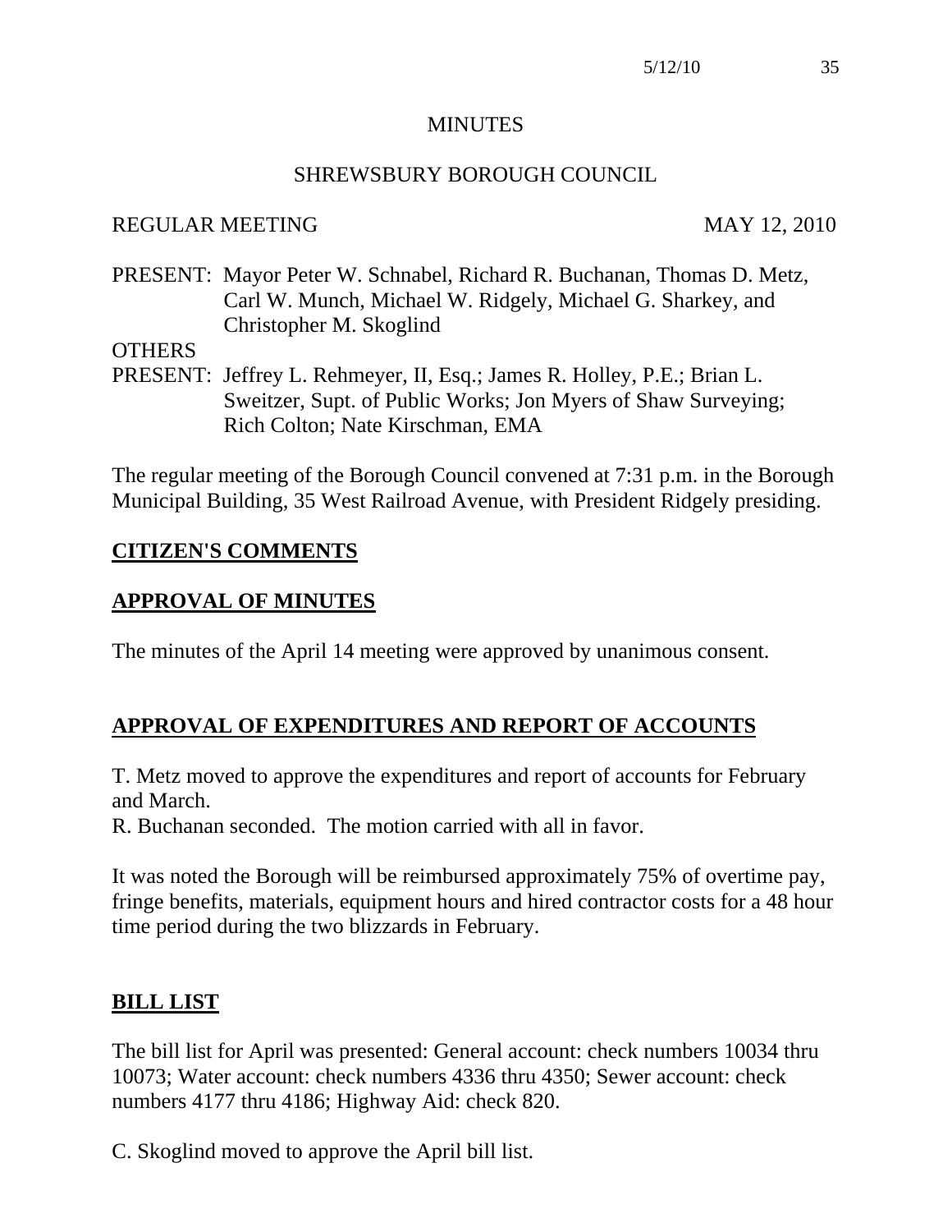# MINUTES

## SHREWSBURY BOROUGH COUNCIL

REGULAR MEETING MAY 12, 2010

PRESENT: Mayor Peter W. Schnabel, Richard R. Buchanan, Thomas D. Metz, Carl W. Munch, Michael W. Ridgely, Michael G. Sharkey, and Christopher M. Skoglind

OTHERS PRESENT: Jeffrey L. Rehmeyer, II, Esq.; James R. Holley, P.E.; Brian L. Sweitzer, Supt. of Public Works; Jon Myers of Shaw Surveying; Rich Colton; Nate Kirschman, EMA

The regular meeting of the Borough Council convened at 7:31 p.m. in the Borough Municipal Building, 35 West Railroad Avenue, with President Ridgely presiding.

**CITIZEN'S COMMENTS**

**APPROVAL OF MINUTES**

The minutes of the April 14 meeting were approved by unanimous consent.

**APPROVAL OF EXPENDITURES AND REPORT OF ACCOUNTS**

T. Metz moved to approve the expenditures and report of accounts for February and March.
R. Buchanan seconded. The motion carried with all in favor.

It was noted the Borough will be reimbursed approximately 75% of overtime pay, fringe benefits, materials, equipment hours and hired contractor costs for a 48 hour time period during the two blizzards in February.

**BILL LIST**

The bill list for April was presented: General account: check numbers 10034 thru 10073; Water account: check numbers 4336 thru 4350; Sewer account: check numbers 4177 thru 4186; Highway Aid: check 820.

C. Skoglind moved to approve the April bill list.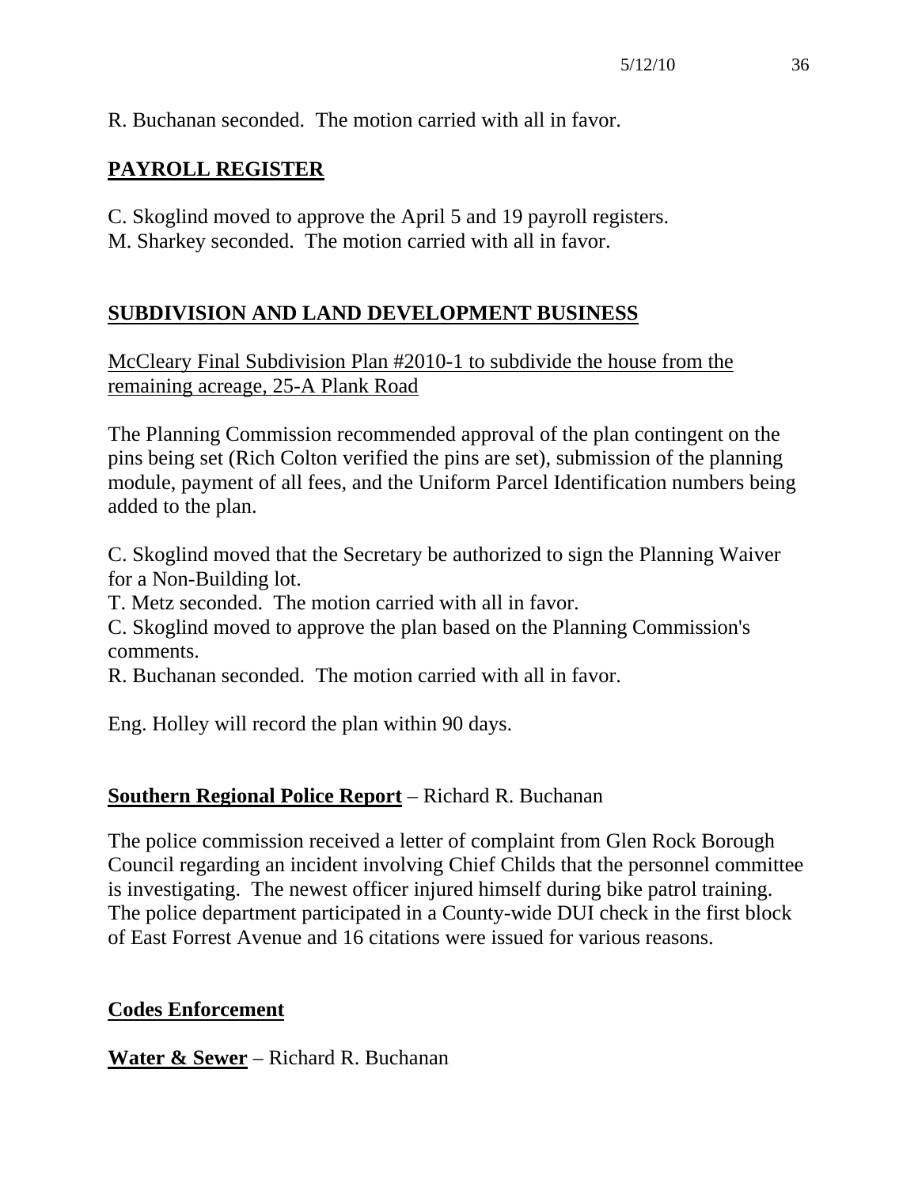R. Buchanan seconded. The motion carried with all in favor.

## **PAYROLL REGISTER**

C. Skoglind moved to approve the April 5 and 19 payroll registers.
M. Sharkey seconded. The motion carried with all in favor.

## **SUBDIVISION AND LAND DEVELOPMENT BUSINESS**

McCleary Final Subdivision Plan #2010-1 to subdivide the house from the remaining acreage, 25-A Plank Road

The Planning Commission recommended approval of the plan contingent on the pins being set (Rich Colton verified the pins are set), submission of the planning module, payment of all fees, and the Uniform Parcel Identification numbers being added to the plan.

C. Skoglind moved that the Secretary be authorized to sign the Planning Waiver for a Non-Building lot.
T. Metz seconded. The motion carried with all in favor.
C. Skoglind moved to approve the plan based on the Planning Commission's comments.
R. Buchanan seconded. The motion carried with all in favor.

Eng. Holley will record the plan within 90 days.

**Southern Regional Police Report** – Richard R. Buchanan

The police commission received a letter of complaint from Glen Rock Borough Council regarding an incident involving Chief Childs that the personnel committee is investigating. The newest officer injured himself during bike patrol training. The police department participated in a County-wide DUI check in the first block of East Forrest Avenue and 16 citations were issued for various reasons.

**Codes Enforcement**

**Water & Sewer** – Richard R. Buchanan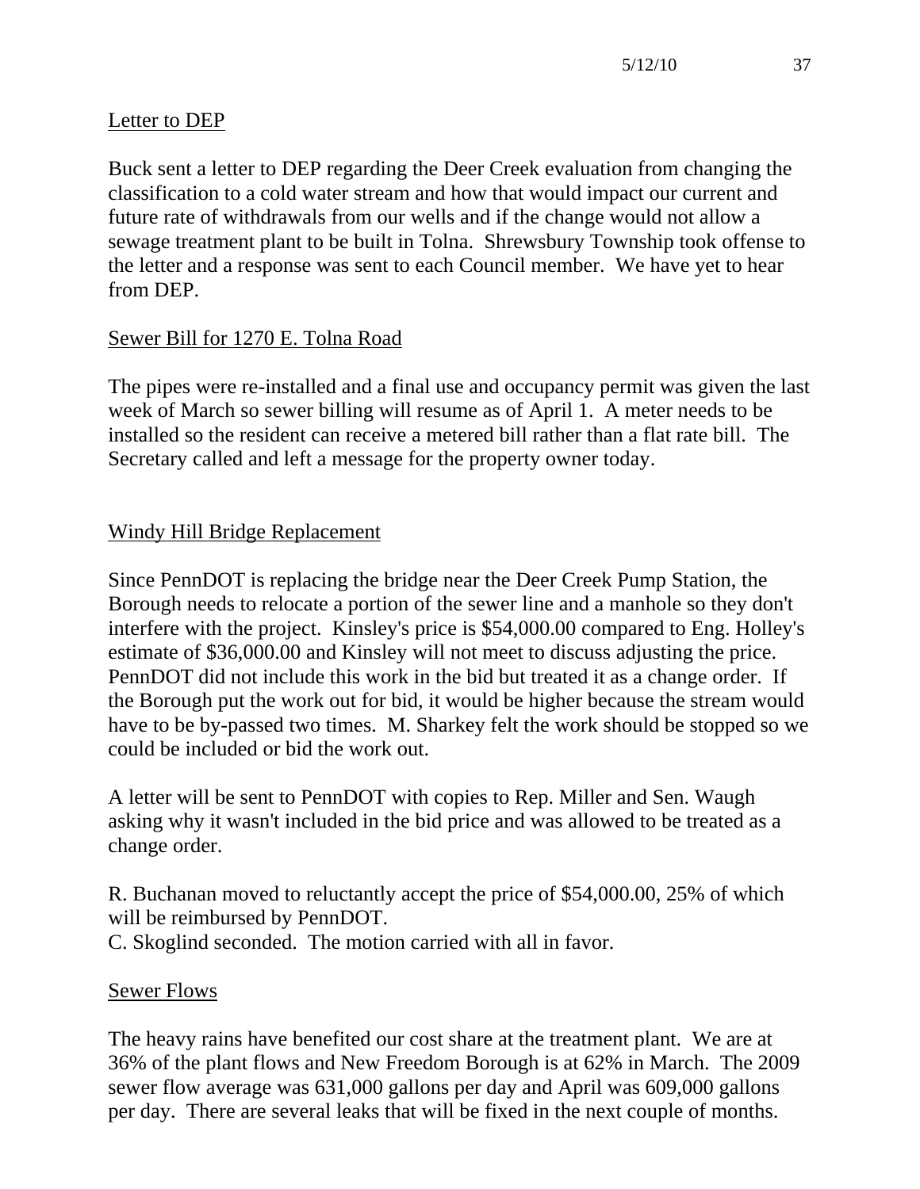## Letter to DEP

Buck sent a letter to DEP regarding the Deer Creek evaluation from changing the classification to a cold water stream and how that would impact our current and future rate of withdrawals from our wells and if the change would not allow a sewage treatment plant to be built in Tolna. Shrewsbury Township took offense to the letter and a response was sent to each Council member. We have yet to hear from DEP.

## Sewer Bill for 1270 E. Tolna Road

The pipes were re-installed and a final use and occupancy permit was given the last week of March so sewer billing will resume as of April 1. A meter needs to be installed so the resident can receive a metered bill rather than a flat rate bill. The Secretary called and left a message for the property owner today.

## Windy Hill Bridge Replacement

Since PennDOT is replacing the bridge near the Deer Creek Pump Station, the Borough needs to relocate a portion of the sewer line and a manhole so they don't interfere with the project. Kinsley's price is $54,000.00 compared to Eng. Holley's estimate of $36,000.00 and Kinsley will not meet to discuss adjusting the price. PennDOT did not include this work in the bid but treated it as a change order. If the Borough put the work out for bid, it would be higher because the stream would have to be by-passed two times. M. Sharkey felt the work should be stopped so we could be included or bid the work out.

A letter will be sent to PennDOT with copies to Rep. Miller and Sen. Waugh asking why it wasn't included in the bid price and was allowed to be treated as a change order.

R. Buchanan moved to reluctantly accept the price of $54,000.00, 25% of which will be reimbursed by PennDOT.
C. Skoglind seconded. The motion carried with all in favor.

## Sewer Flows

The heavy rains have benefited our cost share at the treatment plant. We are at 36% of the plant flows and New Freedom Borough is at 62% in March. The 2009 sewer flow average was 631,000 gallons per day and April was 609,000 gallons per day. There are several leaks that will be fixed in the next couple of months.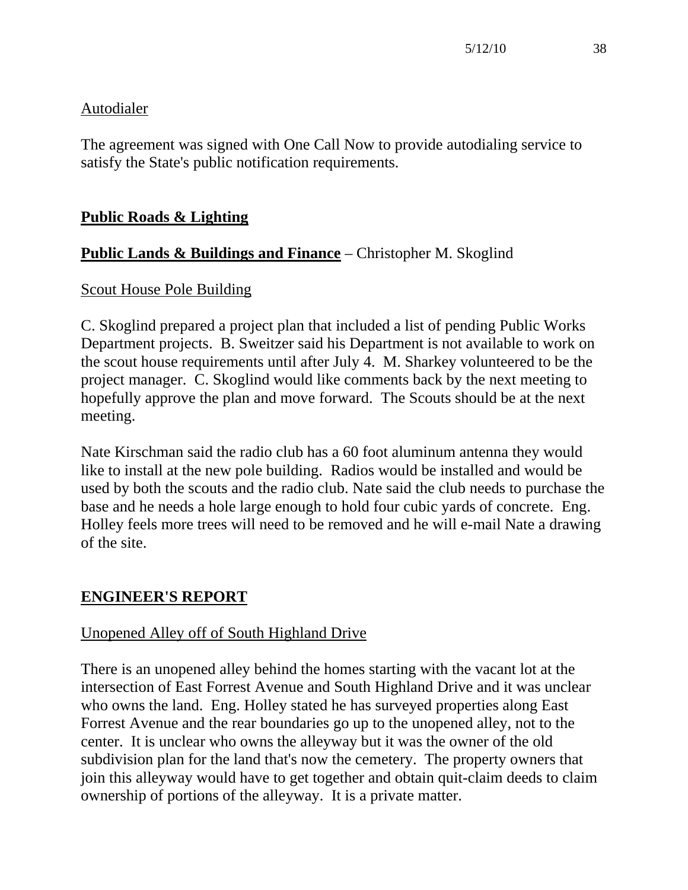Autodialer

The agreement was signed with One Call Now to provide autodialing service to satisfy the State's public notification requirements.

## Public Roads & Lighting

## Public Lands & Buildings and Finance – Christopher M. Skoglind

Scout House Pole Building

C. Skoglind prepared a project plan that included a list of pending Public Works Department projects. B. Sweitzer said his Department is not available to work on the scout house requirements until after July 4. M. Sharkey volunteered to be the project manager. C. Skoglind would like comments back by the next meeting to hopefully approve the plan and move forward. The Scouts should be at the next meeting.

Nate Kirschman said the radio club has a 60 foot aluminum antenna they would like to install at the new pole building. Radios would be installed and would be used by both the scouts and the radio club. Nate said the club needs to purchase the base and he needs a hole large enough to hold four cubic yards of concrete. Eng. Holley feels more trees will need to be removed and he will e-mail Nate a drawing of the site.

## ENGINEER'S REPORT

Unopened Alley off of South Highland Drive

There is an unopened alley behind the homes starting with the vacant lot at the intersection of East Forrest Avenue and South Highland Drive and it was unclear who owns the land. Eng. Holley stated he has surveyed properties along East Forrest Avenue and the rear boundaries go up to the unopened alley, not to the center. It is unclear who owns the alleyway but it was the owner of the old subdivision plan for the land that's now the cemetery. The property owners that join this alleyway would have to get together and obtain quit-claim deeds to claim ownership of portions of the alleyway. It is a private matter.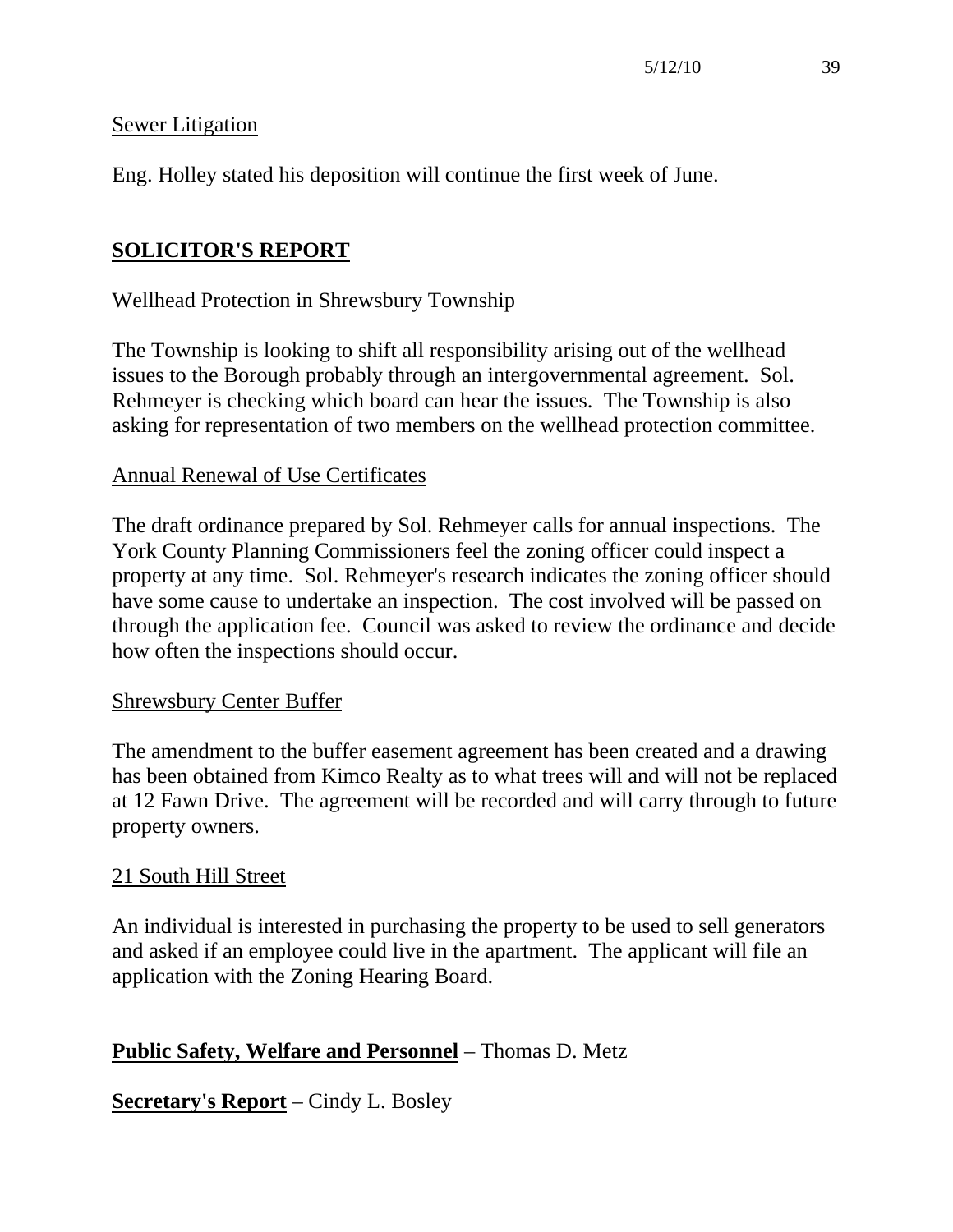Sewer Litigation

Eng. Holley stated his deposition will continue the first week of June.

## SOLICITOR'S REPORT

Wellhead Protection in Shrewsbury Township

The Township is looking to shift all responsibility arising out of the wellhead issues to the Borough probably through an intergovernmental agreement. Sol. Rehmeyer is checking which board can hear the issues. The Township is also asking for representation of two members on the wellhead protection committee.

Annual Renewal of Use Certificates

The draft ordinance prepared by Sol. Rehmeyer calls for annual inspections. The York County Planning Commissioners feel the zoning officer could inspect a property at any time. Sol. Rehmeyer's research indicates the zoning officer should have some cause to undertake an inspection. The cost involved will be passed on through the application fee. Council was asked to review the ordinance and decide how often the inspections should occur.

Shrewsbury Center Buffer

The amendment to the buffer easement agreement has been created and a drawing has been obtained from Kimco Realty as to what trees will and will not be replaced at 12 Fawn Drive. The agreement will be recorded and will carry through to future property owners.

21 South Hill Street

An individual is interested in purchasing the property to be used to sell generators and asked if an employee could live in the apartment. The applicant will file an application with the Zoning Hearing Board.

**Public Safety, Welfare and Personnel** – Thomas D. Metz

**Secretary's Report** – Cindy L. Bosley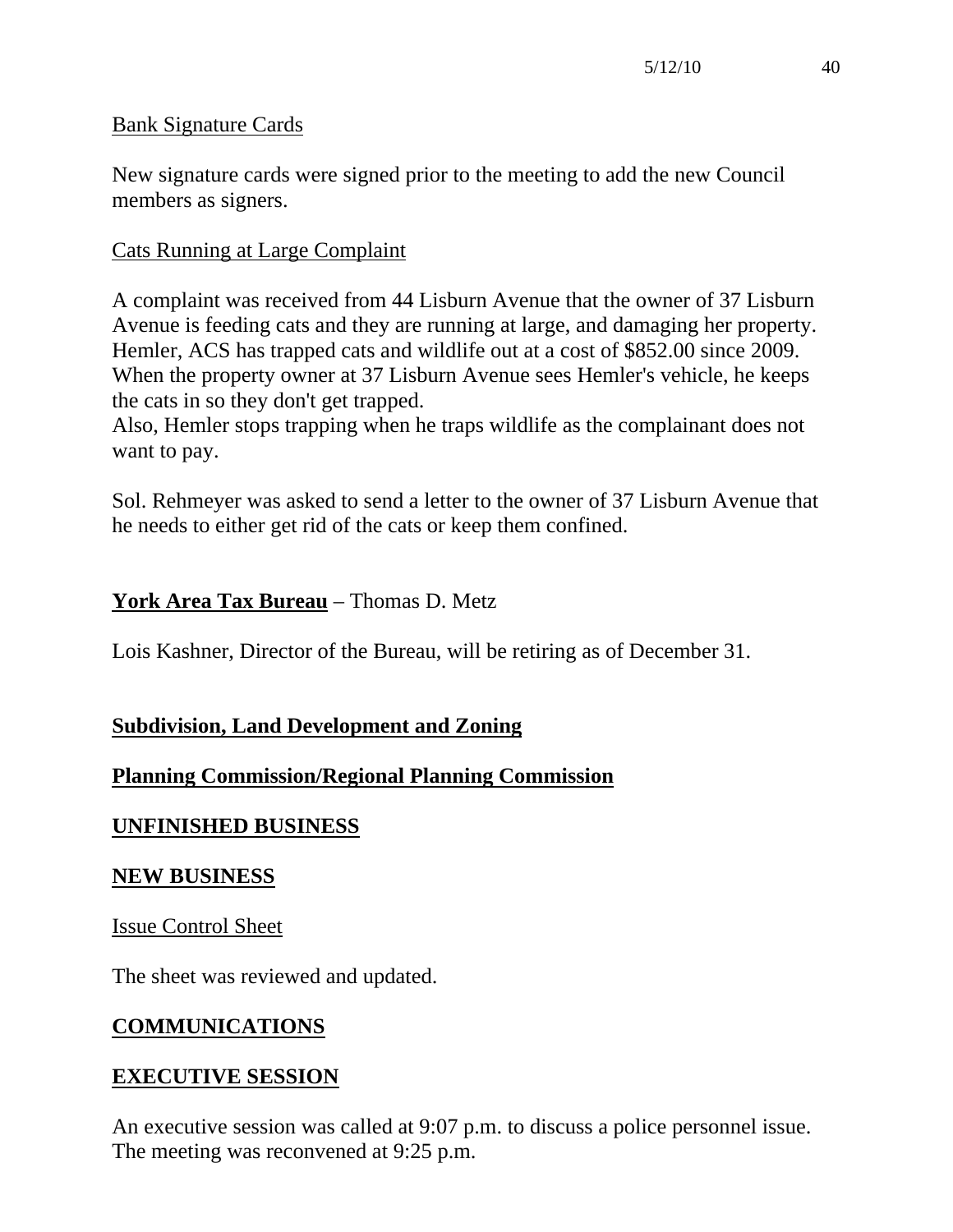Bank Signature Cards

New signature cards were signed prior to the meeting to add the new Council members as signers.

Cats Running at Large Complaint

A complaint was received from 44 Lisburn Avenue that the owner of 37 Lisburn Avenue is feeding cats and they are running at large, and damaging her property. Hemler, ACS has trapped cats and wildlife out at a cost of $852.00 since 2009. When the property owner at 37 Lisburn Avenue sees Hemler's vehicle, he keeps the cats in so they don't get trapped.
Also, Hemler stops trapping when he traps wildlife as the complainant does not want to pay.

Sol. Rehmeyer was asked to send a letter to the owner of 37 Lisburn Avenue that he needs to either get rid of the cats or keep them confined.

**York Area Tax Bureau** – Thomas D. Metz

Lois Kashner, Director of the Bureau, will be retiring as of December 31.

**Subdivision, Land Development and Zoning**

**Planning Commission/Regional Planning Commission**

**UNFINISHED BUSINESS**

**NEW BUSINESS**

Issue Control Sheet

The sheet was reviewed and updated.

**COMMUNICATIONS**

**EXECUTIVE SESSION**

An executive session was called at 9:07 p.m. to discuss a police personnel issue. The meeting was reconvened at 9:25 p.m.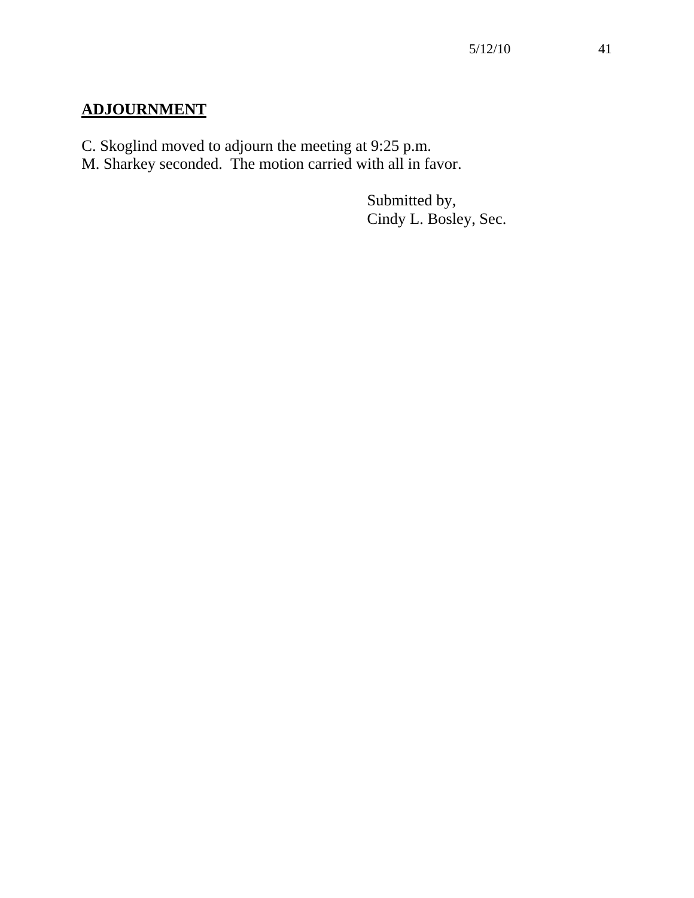**ADJOURNMENT**

C. Skoglind moved to adjourn the meeting at 9:25 p.m.
M. Sharkey seconded. The motion carried with all in favor.

Submitted by,
Cindy L. Bosley, Sec.